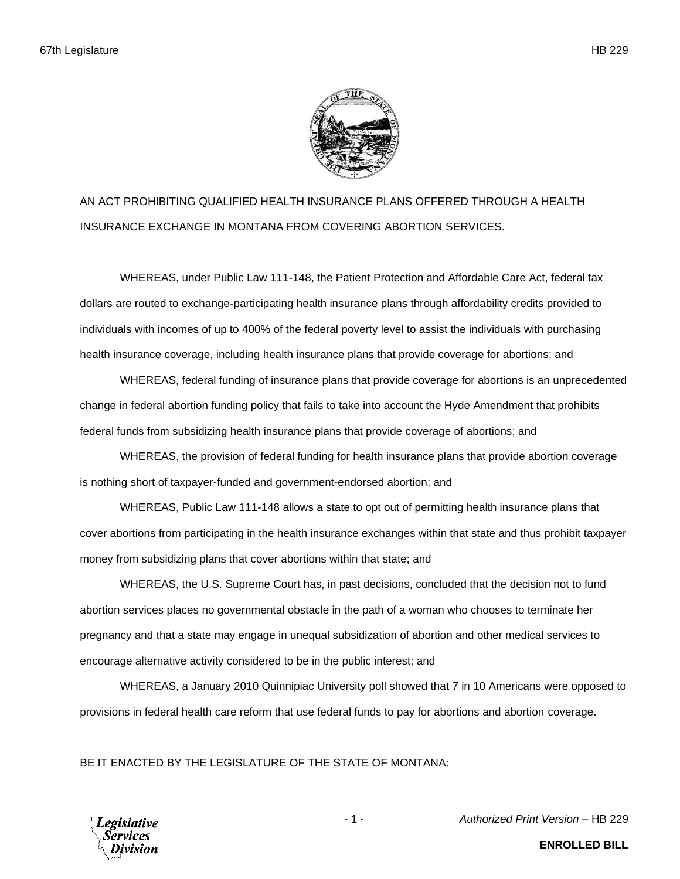AN ACT PROHIBITING QUALIFIED HEALTH INSURANCE PLANS OFFERED THROUGH A HEALTH INSURANCE EXCHANGE IN MONTANA FROM COVERING ABORTION SERVICES.

WHEREAS, under Public Law 111-148, the Patient Protection and Affordable Care Act, federal tax dollars are routed to exchange-participating health insurance plans through affordability credits provided to individuals with incomes of up to 400% of the federal poverty level to assist the individuals with purchasing health insurance coverage, including health insurance plans that provide coverage for abortions; and

WHEREAS, federal funding of insurance plans that provide coverage for abortions is an unprecedented change in federal abortion funding policy that fails to take into account the Hyde Amendment that prohibits federal funds from subsidizing health insurance plans that provide coverage of abortions; and

WHEREAS, the provision of federal funding for health insurance plans that provide abortion coverage is nothing short of taxpayer-funded and government-endorsed abortion; and

WHEREAS, Public Law 111-148 allows a state to opt out of permitting health insurance plans that cover abortions from participating in the health insurance exchanges within that state and thus prohibit taxpayer money from subsidizing plans that cover abortions within that state; and

WHEREAS, the U.S. Supreme Court has, in past decisions, concluded that the decision not to fund abortion services places no governmental obstacle in the path of a woman who chooses to terminate her pregnancy and that a state may engage in unequal subsidization of abortion and other medical services to encourage alternative activity considered to be in the public interest; and

WHEREAS, a January 2010 Quinnipiac University poll showed that 7 in 10 Americans were opposed to provisions in federal health care reform that use federal funds to pay for abortions and abortion coverage.

BE IT ENACTED BY THE LEGISLATURE OF THE STATE OF MONTANA: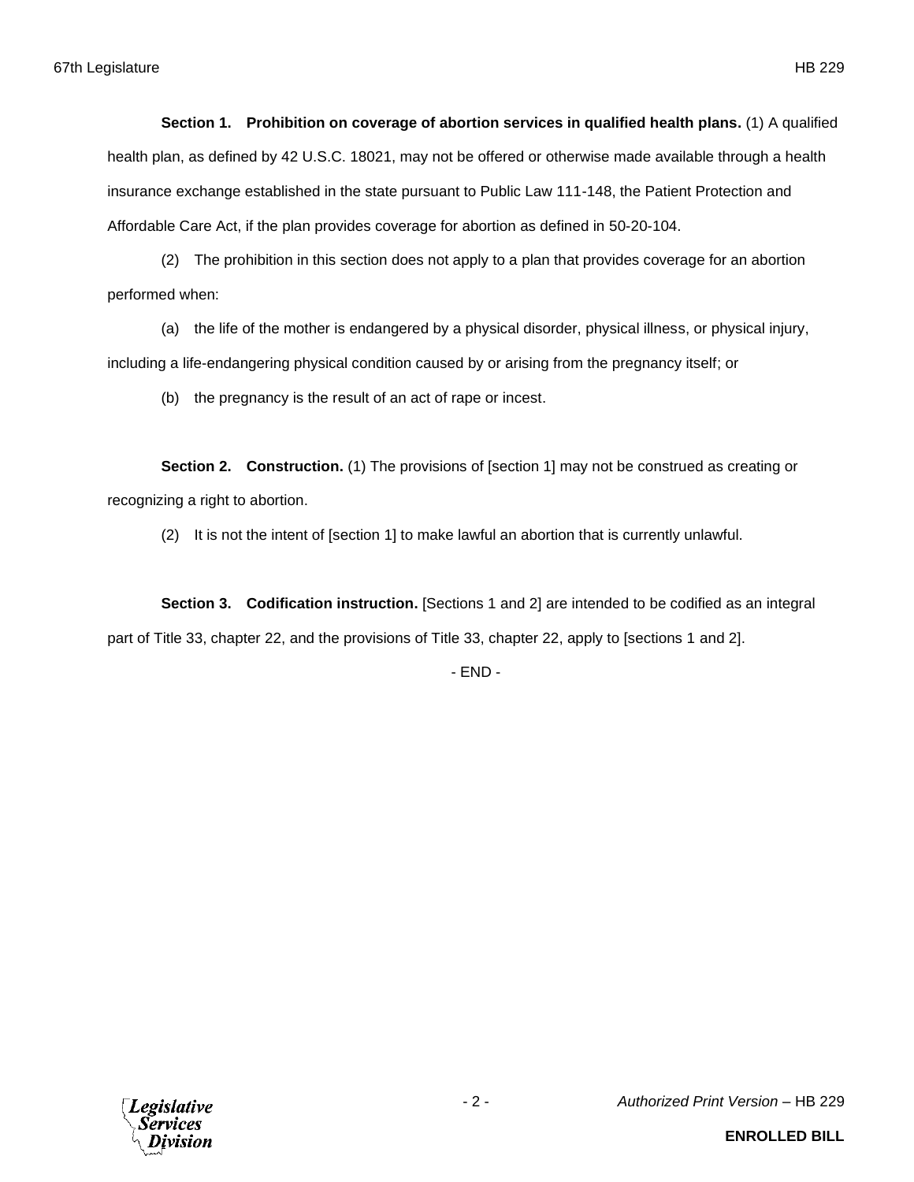**Section 1. Prohibition on coverage of abortion services in qualified health plans.** (1) A qualified health plan, as defined by 42 U.S.C. 18021, may not be offered or otherwise made available through a health insurance exchange established in the state pursuant to Public Law 111-148, the Patient Protection and Affordable Care Act, if the plan provides coverage for abortion as defined in 50-20-104.

(2) The prohibition in this section does not apply to a plan that provides coverage for an abortion performed when:

(a) the life of the mother is endangered by a physical disorder, physical illness, or physical injury, including a life-endangering physical condition caused by or arising from the pregnancy itself; or

(b) the pregnancy is the result of an act of rape or incest.

**Section 2. Construction.** (1) The provisions of [section 1] may not be construed as creating or recognizing a right to abortion.

(2) It is not the intent of [section 1] to make lawful an abortion that is currently unlawful.

**Section 3. Codification instruction.** [Sections 1 and 2] are intended to be codified as an integral part of Title 33, chapter 22, and the provisions of Title 33, chapter 22, apply to [sections 1 and 2].

\- END -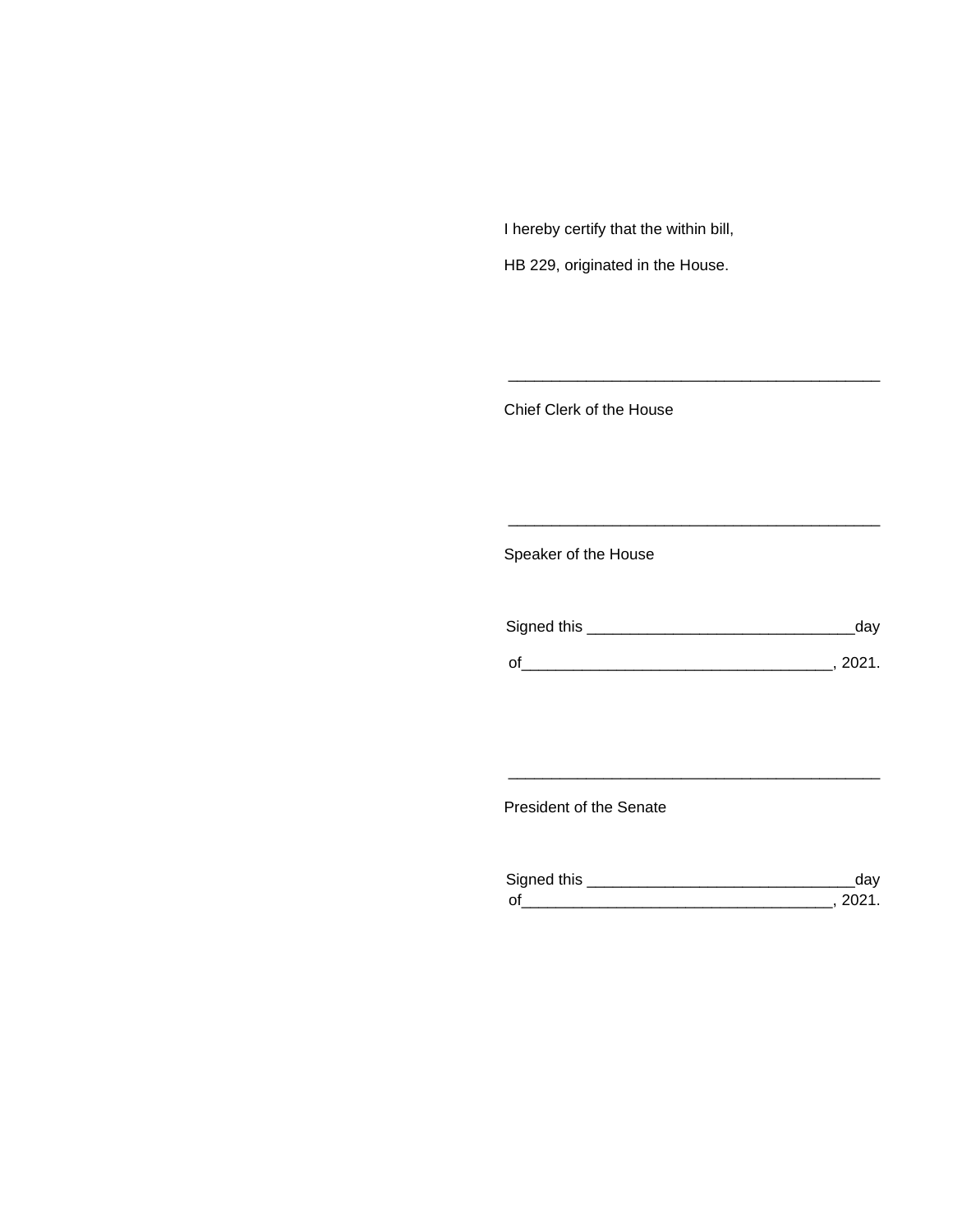I hereby certify that the within bill,

HB 229, originated in the House.

\_\_\_\_\_\_\_\_\_\_\_\_\_\_\_\_\_\_\_\_\_\_\_\_\_\_\_\_\_\_\_\_\_\_\_\_\_\_\_\_\_\_\_\_

Chief Clerk of the House

\_\_\_\_\_\_\_\_\_\_\_\_\_\_\_\_\_\_\_\_\_\_\_\_\_\_\_\_\_\_\_\_\_\_\_\_\_\_\_\_\_\_\_\_

Speaker of the House

Signed this \_\_\_\_\_\_\_\_\_\_\_\_\_\_\_\_\_\_\_\_\_\_\_\_\_\_\_\_\_\_\_day

of\_\_\_\_\_\_\_\_\_\_\_\_\_\_\_\_\_\_\_\_\_\_\_\_\_\_\_\_\_\_\_\_\_\_\_\_, 2021.

\_\_\_\_\_\_\_\_\_\_\_\_\_\_\_\_\_\_\_\_\_\_\_\_\_\_\_\_\_\_\_\_\_\_\_\_\_\_\_\_\_\_\_\_

President of the Senate

Signed this \_\_\_\_\_\_\_\_\_\_\_\_\_\_\_\_\_\_\_\_\_\_\_\_\_\_\_\_\_\_\_day

of\_\_\_\_\_\_\_\_\_\_\_\_\_\_\_\_\_\_\_\_\_\_\_\_\_\_\_\_\_\_\_\_\_\_\_\_, 2021.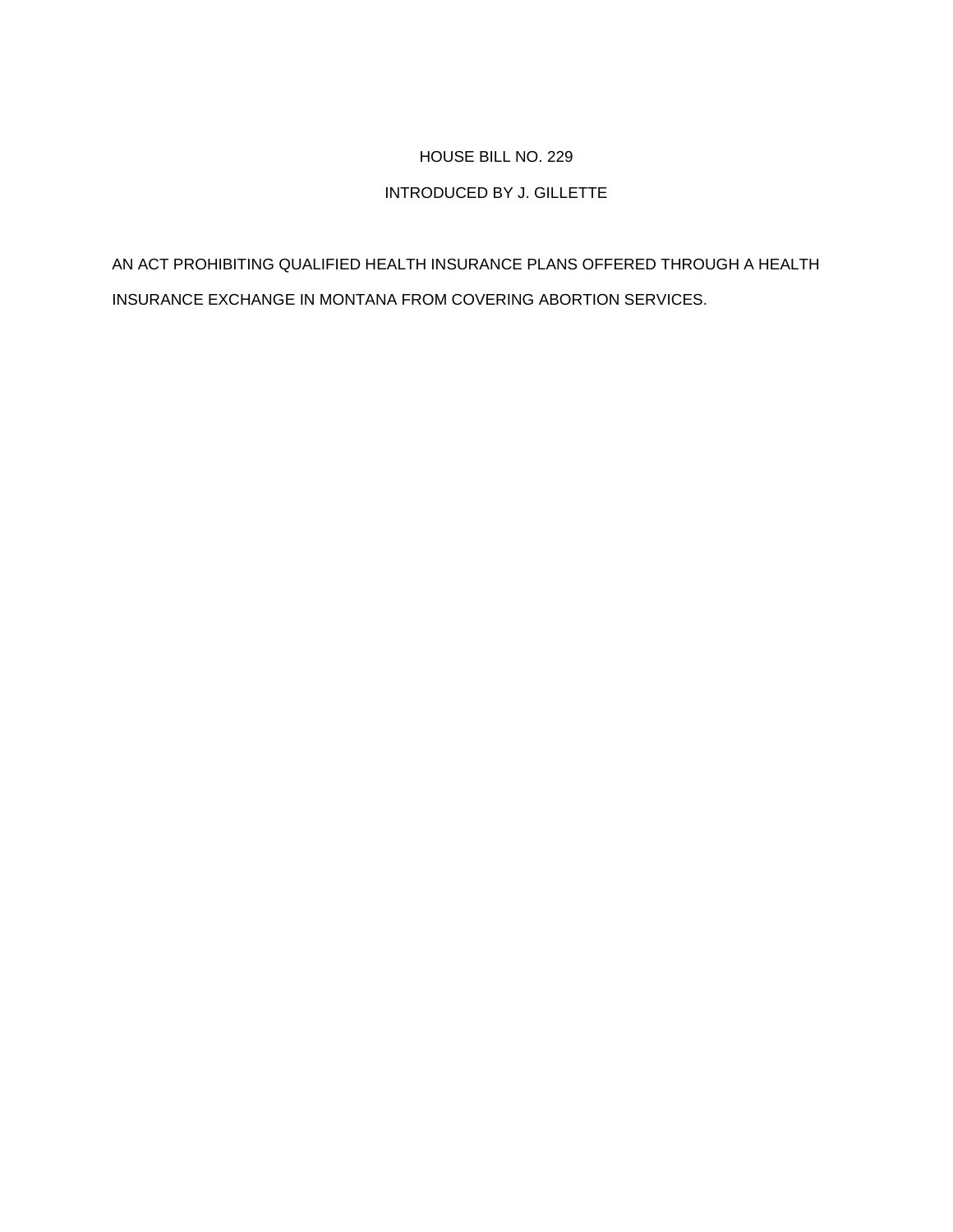HOUSE BILL NO. 229

INTRODUCED BY J. GILLETTE

AN ACT PROHIBITING QUALIFIED HEALTH INSURANCE PLANS OFFERED THROUGH A HEALTH INSURANCE EXCHANGE IN MONTANA FROM COVERING ABORTION SERVICES.